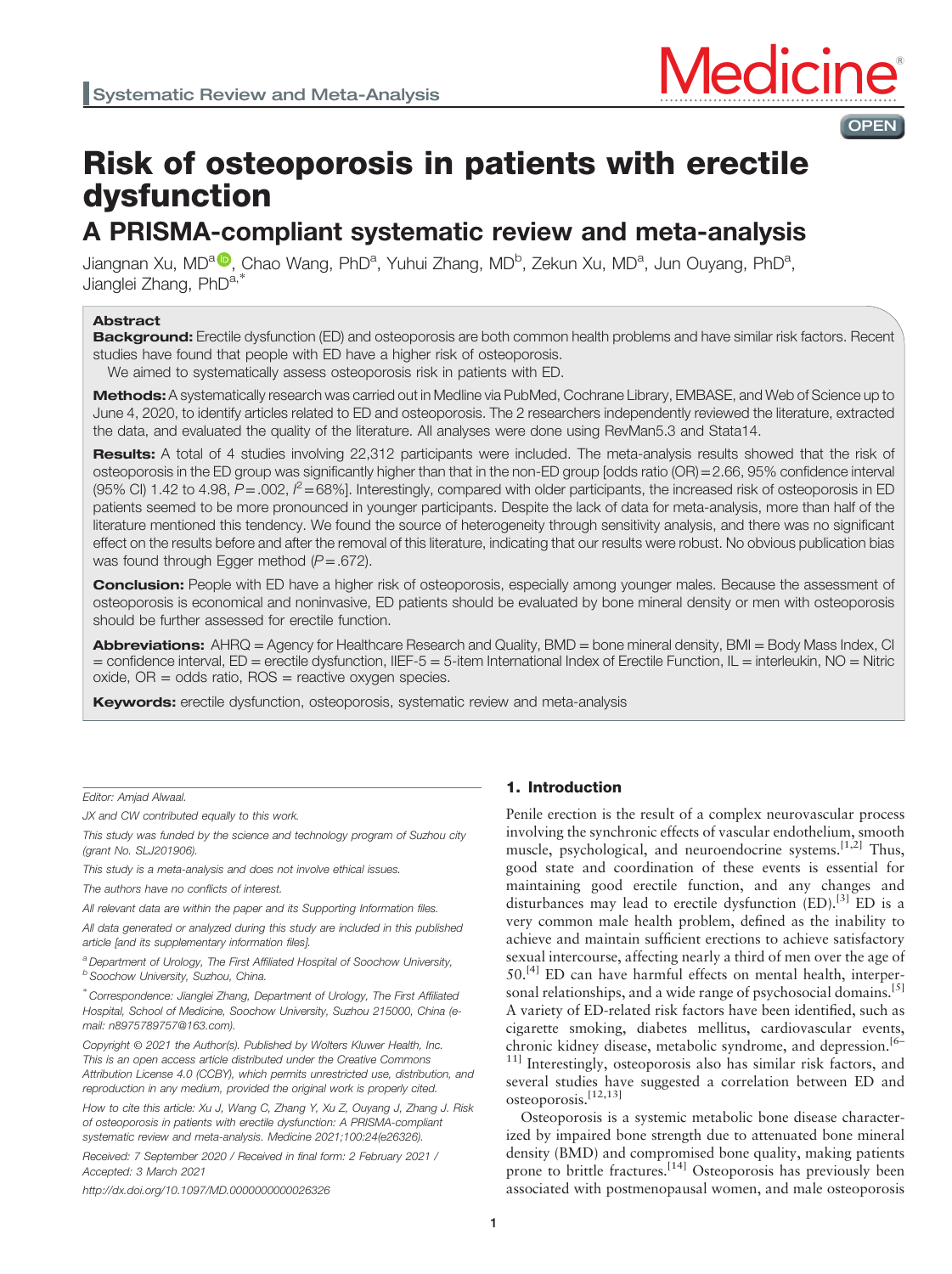Systematic Review and Meta-Analysis

# Risk of osteoporosis in patients with erectile dysfunction

## A PRISMA-compliant systematic review and meta-analysis

Jiangnan Xu, MD[a], Chao Wang, PhD[a], Yuhui Zhang, MD[b], Zekun Xu, MD[a], Jun Ouyang, PhD[a], Jianglei Zhang, PhD[a,*]

### Abstract

**Background:** Erectile dysfunction (ED) and osteoporosis are both common health problems and have similar risk factors. Recent studies have found that people with ED have a higher risk of osteoporosis.

We aimed to systematically assess osteoporosis risk in patients with ED.

**Methods:** A systematically research was carried out in Medline via PubMed, Cochrane Library, EMBASE, and Web of Science up to June 4, 2020, to identify articles related to ED and osteoporosis. The 2 researchers independently reviewed the literature, extracted the data, and evaluated the quality of the literature. All analyses were done using RevMan5.3 and Stata14.

**Results:** A total of 4 studies involving 22,312 participants were included. The meta-analysis results showed that the risk of osteoporosis in the ED group was significantly higher than that in the non-ED group [odds ratio (OR) = 2.66, 95% confidence interval (95% CI) 1.42 to 4.98, $P = .002$, $I^2 = 68\%$]. Interestingly, compared with older participants, the increased risk of osteoporosis in ED patients seemed to be more pronounced in younger participants. Despite the lack of data for meta-analysis, more than half of the literature mentioned this tendency. We found the source of heterogeneity through sensitivity analysis, and there was no significant effect on the results before and after the removal of this literature, indicating that our results were robust. No obvious publication bias was found through Egger method ($P = .672$).

**Conclusion:** People with ED have a higher risk of osteoporosis, especially among younger males. Because the assessment of osteoporosis is economical and noninvasive, ED patients should be evaluated by bone mineral density or men with osteoporosis should be further assessed for erectile function.

**Abbreviations:** AHRQ = Agency for Healthcare Research and Quality, BMD = bone mineral density, BMI = Body Mass Index, CI = confidence interval, ED = erectile dysfunction, IIEF-5 = 5-item International Index of Erectile Function, IL = interleukin, NO = Nitric oxide, OR = odds ratio, ROS = reactive oxygen species.

**Keywords:** erectile dysfunction, osteoporosis, systematic review and meta-analysis

Editor: Amjad Alwaal.

JX and CW contributed equally to this work.

This study was funded by the science and technology program of Suzhou city (grant No. SLJ201906).

This study is a meta-analysis and does not involve ethical issues.

The authors have no conflicts of interest.

All relevant data are within the paper and its Supporting Information files.

All data generated or analyzed during this study are included in this published article [and its supplementary information files].

[a] Department of Urology, The First Affiliated Hospital of Soochow University, [b] Soochow University, Suzhou, China.

[*] Correspondence: Jianglei Zhang, Department of Urology, The First Affiliated Hospital, School of Medicine, Soochow University, Suzhou 215000, China (e-mail: n8975789757@163.com).

Copyright © 2021 the Author(s). Published by Wolters Kluwer Health, Inc. This is an open access article distributed under the Creative Commons Attribution License 4.0 (CCBY), which permits unrestricted use, distribution, and reproduction in any medium, provided the original work is properly cited.

How to cite this article: Xu J, Wang C, Zhang Y, Xu Z, Ouyang J, Zhang J. Risk of osteoporosis in patients with erectile dysfunction: A PRISMA-compliant systematic review and meta-analysis. Medicine 2021;100:24(e26326).

Received: 7 September 2020 / Received in final form: 2 February 2021 / Accepted: 3 March 2021

http://dx.doi.org/10.1097/MD.0000000000026326

## 1. Introduction

Penile erection is the result of a complex neurovascular process involving the synchronic effects of vascular endothelium, smooth muscle, psychological, and neuroendocrine systems.[1,2] Thus, good state and coordination of these events is essential for maintaining good erectile function, and any changes and disturbances may lead to erectile dysfunction (ED).[3] ED is a very common male health problem, defined as the inability to achieve and maintain sufficient erections to achieve satisfactory sexual intercourse, affecting nearly a third of men over the age of 50.[4] ED can have harmful effects on mental health, interpersonal relationships, and a wide range of psychosocial domains.[5] A variety of ED-related risk factors have been identified, such as cigarette smoking, diabetes mellitus, cardiovascular events, chronic kidney disease, metabolic syndrome, and depression.[6–11] Interestingly, osteoporosis also has similar risk factors, and several studies have suggested a correlation between ED and osteoporosis.[12,13]

Osteoporosis is a systemic metabolic bone disease characterized by impaired bone strength due to attenuated bone mineral density (BMD) and compromised bone quality, making patients prone to brittle fractures.[14] Osteoporosis has previously been associated with postmenopausal women, and male osteoporosis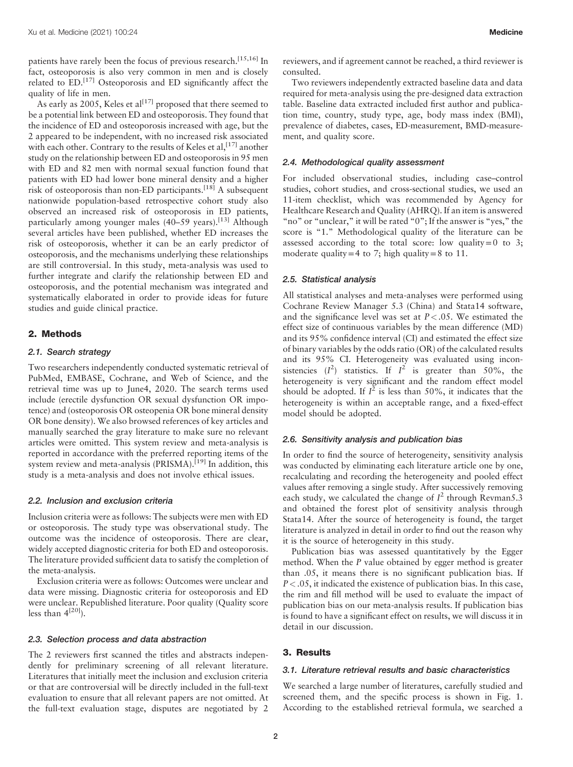patients have rarely been the focus of previous research.[15,16] In fact, osteoporosis is also very common in men and is closely related to ED.[17] Osteoporosis and ED significantly affect the quality of life in men.

As early as 2005, Keles et al[17] proposed that there seemed to be a potential link between ED and osteoporosis. They found that the incidence of ED and osteoporosis increased with age, but the 2 appeared to be independent, with no increased risk associated with each other. Contrary to the results of Keles et al,[17] another study on the relationship between ED and osteoporosis in 95 men with ED and 82 men with normal sexual function found that patients with ED had lower bone mineral density and a higher risk of osteoporosis than non-ED participants.[18] A subsequent nationwide population-based retrospective cohort study also observed an increased risk of osteoporosis in ED patients, particularly among younger males (40–59 years).[13] Although several articles have been published, whether ED increases the risk of osteoporosis, whether it can be an early predictor of osteoporosis, and the mechanisms underlying these relationships are still controversial. In this study, meta-analysis was used to further integrate and clarify the relationship between ED and osteoporosis, and the potential mechanism was integrated and systematically elaborated in order to provide ideas for future studies and guide clinical practice.

## 2. Methods

### 2.1. Search strategy

Two researchers independently conducted systematic retrieval of PubMed, EMBASE, Cochrane, and Web of Science, and the retrieval time was up to June4, 2020. The search terms used include (erectile dysfunction OR sexual dysfunction OR impotence) and (osteoporosis OR osteopenia OR bone mineral density OR bone density). We also browsed references of key articles and manually searched the gray literature to make sure no relevant articles were omitted. This system review and meta-analysis is reported in accordance with the preferred reporting items of the system review and meta-analysis (PRISMA).[19] In addition, this study is a meta-analysis and does not involve ethical issues.

### 2.2. Inclusion and exclusion criteria

Inclusion criteria were as follows: The subjects were men with ED or osteoporosis. The study type was observational study. The outcome was the incidence of osteoporosis. There are clear, widely accepted diagnostic criteria for both ED and osteoporosis. The literature provided sufficient data to satisfy the completion of the meta-analysis.

Exclusion criteria were as follows: Outcomes were unclear and data were missing. Diagnostic criteria for osteoporosis and ED were unclear. Republished literature. Poor quality (Quality score less than 4[20]).

### 2.3. Selection process and data abstraction

The 2 reviewers first scanned the titles and abstracts independently for preliminary screening of all relevant literature. Literatures that initially meet the inclusion and exclusion criteria or that are controversial will be directly included in the full-text evaluation to ensure that all relevant papers are not omitted. At the full-text evaluation stage, disputes are negotiated by 2 reviewers, and if agreement cannot be reached, a third reviewer is consulted.

Two reviewers independently extracted baseline data and data required for meta-analysis using the pre-designed data extraction table. Baseline data extracted included first author and publication time, country, study type, age, body mass index (BMI), prevalence of diabetes, cases, ED-measurement, BMD-measurement, and quality score.

### 2.4. Methodological quality assessment

For included observational studies, including case–control studies, cohort studies, and cross-sectional studies, we used an 11-item checklist, which was recommended by Agency for Healthcare Research and Quality (AHRQ). If an item is answered "no" or "unclear," it will be rated "0"; If the answer is "yes," the score is "1." Methodological quality of the literature can be assessed according to the total score: low quality = 0 to 3; moderate quality = 4 to 7; high quality = 8 to 11.

### 2.5. Statistical analysis

All statistical analyses and meta-analyses were performed using Cochrane Review Manager 5.3 (China) and Stata14 software, and the significance level was set at $P < .05$. We estimated the effect size of continuous variables by the mean difference (MD) and its 95% confidence interval (CI) and estimated the effect size of binary variables by the odds ratio (OR) of the calculated results and its 95% CI. Heterogeneity was evaluated using inconsistencies ($I^2$) statistics. If $I^2$ is greater than 50%, the heterogeneity is very significant and the random effect model should be adopted. If $I^2$ is less than 50%, it indicates that the heterogeneity is within an acceptable range, and a fixed-effect model should be adopted.

### 2.6. Sensitivity analysis and publication bias

In order to find the source of heterogeneity, sensitivity analysis was conducted by eliminating each literature article one by one, recalculating and recording the heterogeneity and pooled effect values after removing a single study. After successively removing each study, we calculated the change of $I^2$ through Revman5.3 and obtained the forest plot of sensitivity analysis through Stata14. After the source of heterogeneity is found, the target literature is analyzed in detail in order to find out the reason why it is the source of heterogeneity in this study.

Publication bias was assessed quantitatively by the Egger method. When the $P$ value obtained by egger method is greater than .05, it means there is no significant publication bias. If $P < .05$, it indicated the existence of publication bias. In this case, the rim and fill method will be used to evaluate the impact of publication bias on our meta-analysis results. If publication bias is found to have a significant effect on results, we will discuss it in detail in our discussion.

## 3. Results

### 3.1. Literature retrieval results and basic characteristics

We searched a large number of literatures, carefully studied and screened them, and the specific process is shown in Fig. 1. According to the established retrieval formula, we searched a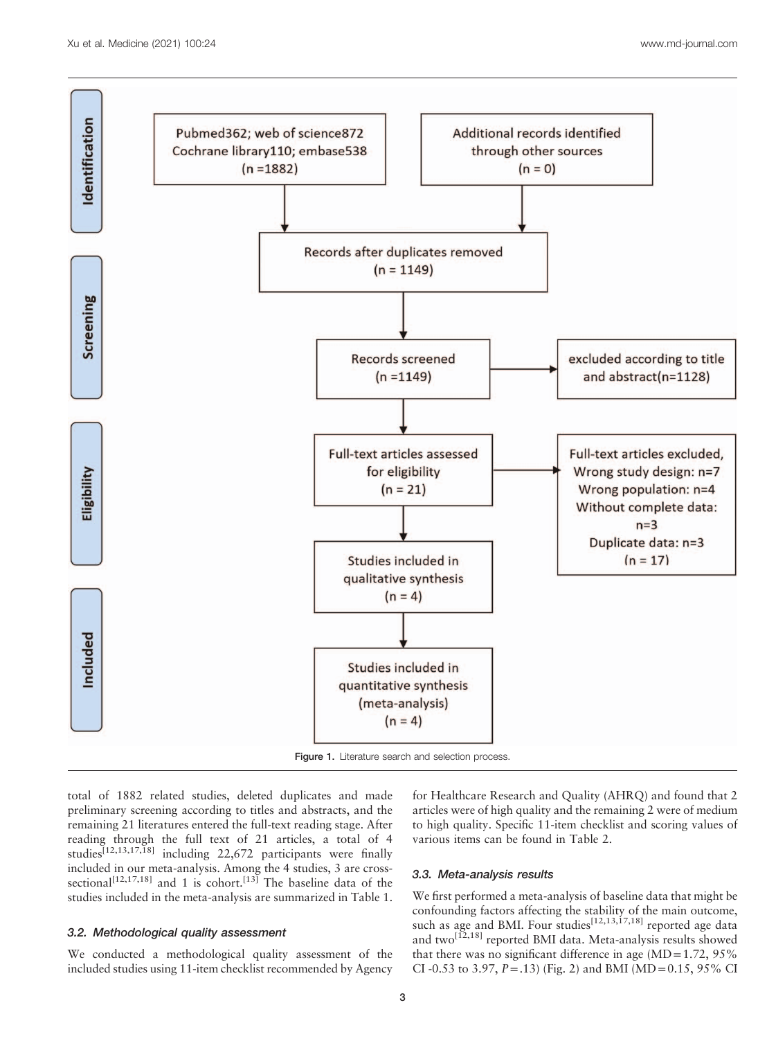Figure 1. Literature search and selection process.

total of 1882 related studies, deleted duplicates and made preliminary screening according to titles and abstracts, and the remaining 21 literatures entered the full-text reading stage. After reading through the full text of 21 articles, a total of 4 studies[12,13,17,18] including 22,672 participants were finally included in our meta-analysis. Among the 4 studies, 3 are cross-sectional[12,17,18] and 1 is cohort.[13] The baseline data of the studies included in the meta-analysis are summarized in Table 1.

### 3.2. Methodological quality assessment

We conducted a methodological quality assessment of the included studies using 11-item checklist recommended by Agency for Healthcare Research and Quality (AHRQ) and found that 2 articles were of high quality and the remaining 2 were of medium to high quality. Specific 11-item checklist and scoring values of various items can be found in Table 2.

### 3.3. Meta-analysis results

We first performed a meta-analysis of baseline data that might be confounding factors affecting the stability of the main outcome, such as age and BMI. Four studies[12,13,17,18] reported age data and two[12,18] reported BMI data. Meta-analysis results showed that there was no significant difference in age (MD = 1.72, 95% CI -0.53 to 3.97, $P = .13$) (Fig. 2) and BMI (MD = 0.15, 95% CI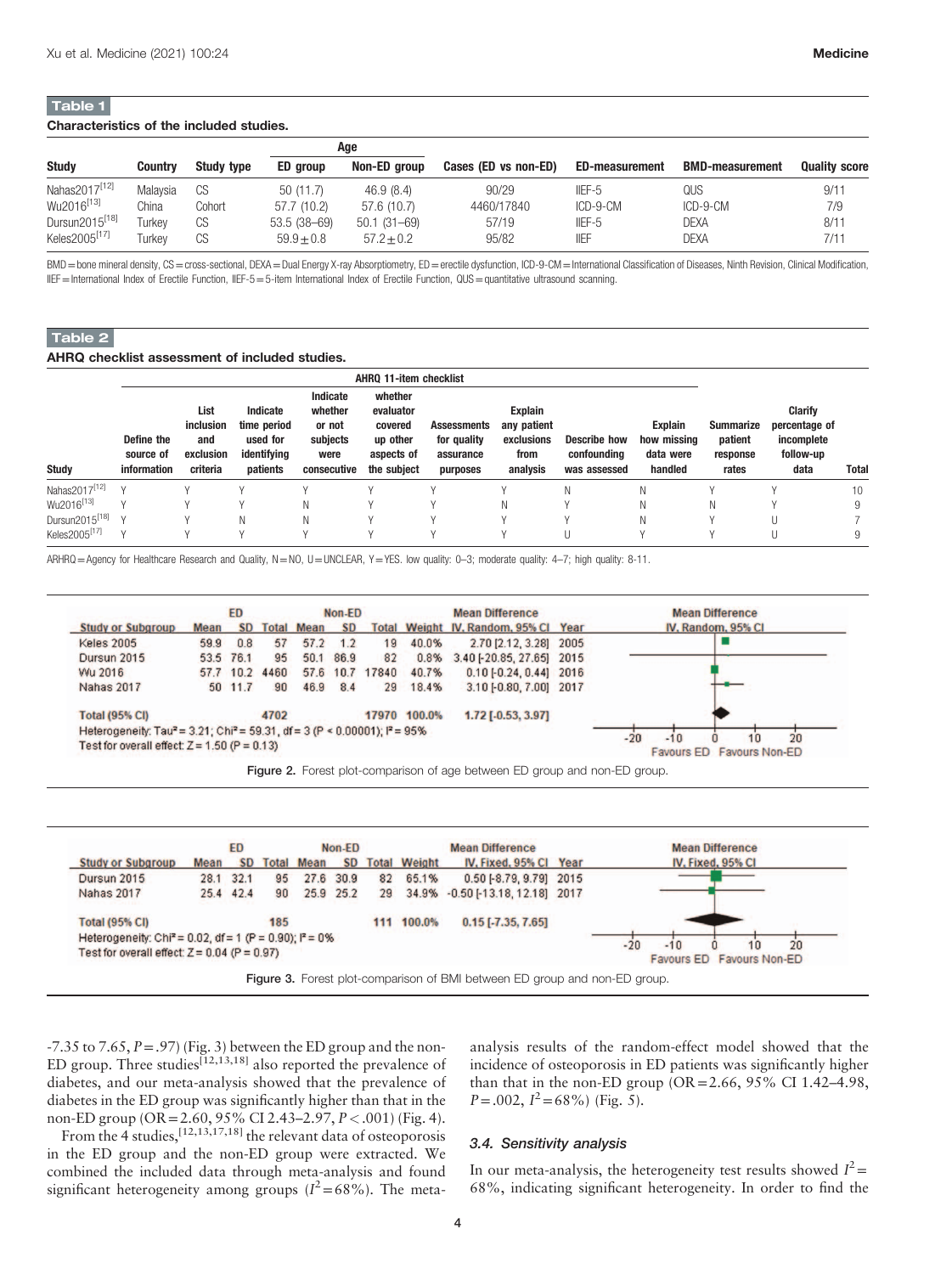**Table 1**

**Characteristics of the included studies.**

| Study | Country | Study type | Age | | Cases (ED vs non-ED) | ED-measurement | BMD-measurement | Quality score |
|---|---|---|---|---|---|---|---|---|
| | | | ED group | Non-ED group | | | | |
| Nahas2017[12] | Malaysia | CS | 50 (11.7) | 46.9 (8.4) | 90/29 | IIEF-5 | QUS | 9/11 |
| Wu2016[13] | China | Cohort | 57.7 (10.2) | 57.6 (10.7) | 4460/17840 | ICD-9-CM | ICD-9-CM | 7/9 |
| Dursun2015[18] | Turkey | CS | 53.5 (38–69) | 50.1 (31–69) | 57/19 | IIEF-5 | DEXA | 8/11 |
| Keles2005[17] | Turkey | CS | 59.9 ± 0.8 | 57.2 ± 0.2 | 95/82 | IIEF | DEXA | 7/11 |

BMD = bone mineral density, CS = cross-sectional, DEXA = Dual Energy X-ray Absorptiometry, ED = erectile dysfunction, ICD-9-CM = International Classification of Diseases, Ninth Revision, Clinical Modification, IIEF = International Index of Erectile Function, IIEF-5 = 5-item International Index of Erectile Function, QUS = quantitative ultrasound scanning.

**Table 2**

**AHRQ checklist assessment of included studies.**

| Study | AHRQ 11-item checklist | | | | | | | | | | | Total |
|---|---|---|---|---|---|---|---|---|---|---|---|---|
| | Define the source of information | List inclusion and exclusion criteria | Indicate time period used for identifying patients | Indicate whether or not subjects were consecutive | whether evaluator covered up other aspects of the subject | Assessments for quality assurance purposes | Explain any patient exclusions from analysis | Describe how confounding was assessed | Explain how missing data were handled | Summarize patient response rates | Clarify percentage of incomplete follow-up data | |
| Nahas2017[12] | Y | Y | Y | Y | Y | Y | Y | N | N | Y | Y | 10 |
| Wu2016[13] | Y | Y | Y | N | Y | Y | N | Y | N | N | Y | 9 |
| Dursun2015[18] | Y | Y | N | N | Y | Y | Y | Y | N | Y | U | 7 |
| Keles2005[17] | Y | Y | Y | Y | Y | Y | Y | U | Y | Y | U | 9 |

ARHRQ = Agency for Healthcare Research and Quality, N = NO, U = UNCLEAR, Y = YES. low quality: 0–3; moderate quality: 4–7; high quality: 8-11.

| Study or Subgroup | ED Mean | ED SD | ED Total | Non-ED Mean | Non-ED SD | Non-ED Total | Weight | Mean Difference IV, Random, 95% CI | Year |
|---|---|---|---|---|---|---|---|---|---|
| Keles 2005 | 59.9 | 0.8 | 57 | 57.2 | 1.2 | 19 | 40.0% | 2.70 [2.12, 3.28] | 2005 |
| Dursun 2015 | 53.5 | 76.1 | 95 | 50.1 | 86.9 | 82 | 0.8% | 3.40 [-20.85, 27.65] | 2015 |
| Wu 2016 | 57.7 | 10.2 | 4460 | 57.6 | 10.7 | 17840 | 40.7% | 0.10 [-0.24, 0.44] | 2016 |
| Nahas 2017 | 50 | 11.7 | 90 | 46.9 | 8.4 | 29 | 18.4% | 3.10 [-0.80, 7.00] | 2017 |
| Total (95% CI) | | | 4702 | | | 17970 | 100.0% | 1.72 [-0.53, 3.97] | |

Heterogeneity: Tau² = 3.21; Chi² = 59.31, df = 3 (P < 0.00001); I² = 95%
Test for overall effect: Z = 1.50 (P = 0.13)

Favours ED Favours Non-ED

Figure 2. Forest plot-comparison of age between ED group and non-ED group.

| Study or Subgroup | ED Mean | ED SD | ED Total | Non-ED Mean | Non-ED SD | Non-ED Total | Weight | Mean Difference IV, Fixed, 95% CI | Year |
|---|---|---|---|---|---|---|---|---|---|
| Dursun 2015 | 28.1 | 32.1 | 95 | 27.6 | 30.9 | 82 | 65.1% | 0.50 [-8.79, 9.79] | 2015 |
| Nahas 2017 | 25.4 | 42.4 | 90 | 25.9 | 25.2 | 29 | 34.9% | -0.50 [-13.18, 12.18] | 2017 |
| Total (95% CI) | | | 185 | | | 111 | 100.0% | 0.15 [-7.35, 7.65] | |

Heterogeneity: Chi² = 0.02, df = 1 (P = 0.90); I² = 0%
Test for overall effect: Z = 0.04 (P = 0.97)

Favours ED Favours Non-ED

Figure 3. Forest plot-comparison of BMI between ED group and non-ED group.

-7.35 to 7.65, $P = .97$) (Fig. 3) between the ED group and the non-ED group. Three studies[12,13,18] also reported the prevalence of diabetes, and our meta-analysis showed that the prevalence of diabetes in the ED group was significantly higher than that in the non-ED group (OR = 2.60, 95% CI 2.43–2.97, $P < .001$) (Fig. 4).

From the 4 studies,[12,13,17,18] the relevant data of osteoporosis in the ED group and the non-ED group were extracted. We combined the included data through meta-analysis and found significant heterogeneity among groups ($I^2 = 68\%$). The meta-analysis results of the random-effect model showed that the incidence of osteoporosis in ED patients was significantly higher than that in the non-ED group (OR = 2.66, 95% CI 1.42–4.98, $P = .002$, $I^2 = 68\%$) (Fig. 5).

### 3.4. Sensitivity analysis

In our meta-analysis, the heterogeneity test results showed $I^2 = 68\%$, indicating significant heterogeneity. In order to find the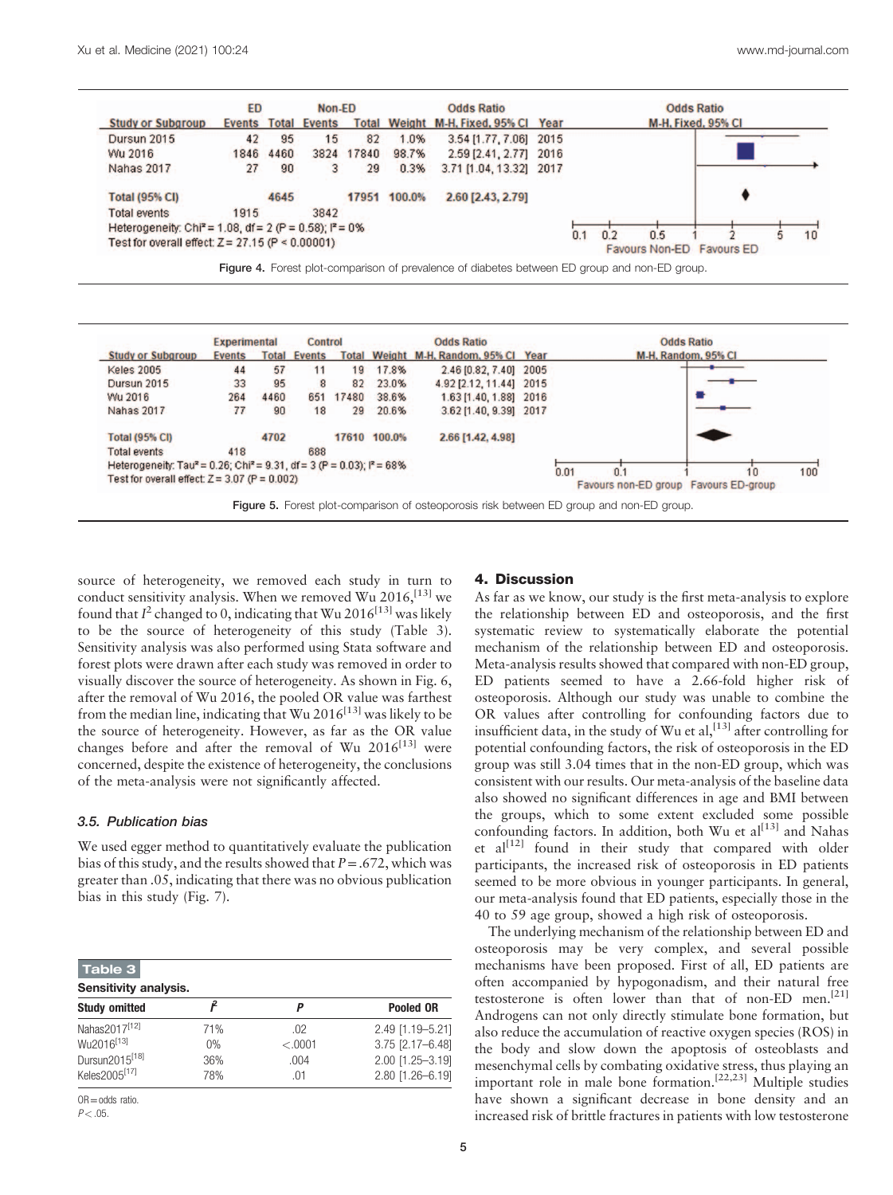| Study or Subgroup | ED Events | ED Total | Non-ED Events | Non-ED Total | Weight | Odds Ratio M-H, Fixed, 95% CI | Year |
|---|---|---|---|---|---|---|---|
| Dursun 2015 | 42 | 95 | 15 | 82 | 1.0% | 3.54 [1.77, 7.06] | 2015 |
| Wu 2016 | 1846 | 4460 | 3824 | 17840 | 98.7% | 2.59 [2.41, 2.77] | 2016 |
| Nahas 2017 | 27 | 90 | 3 | 29 | 0.3% | 3.71 [1.04, 13.32] | 2017 |
| Total (95% CI) | | 4645 | | 17951 | 100.0% | 2.60 [2.43, 2.79] | |
| Total events | 1915 | | 3842 | | | | |

Heterogeneity: $Chi^2 = 1.08$, df = 2 (P = 0.58); $I^2 = 0\%$
Test for overall effect: Z = 27.15 (P < 0.00001)

Figure 4. Forest plot-comparison of prevalence of diabetes between ED group and non-ED group.

| Study or Subgroup | Experimental Events | Experimental Total | Control Events | Control Total | Weight | Odds Ratio M-H, Random, 95% CI | Year |
|---|---|---|---|---|---|---|---|
| Keles 2005 | 44 | 57 | 11 | 19 | 17.8% | 2.46 [0.82, 7.40] | 2005 |
| Dursun 2015 | 33 | 95 | 8 | 82 | 23.0% | 4.92 [2.12, 11.44] | 2015 |
| Wu 2016 | 264 | 4460 | 651 | 17480 | 38.6% | 1.63 [1.40, 1.88] | 2016 |
| Nahas 2017 | 77 | 90 | 18 | 29 | 20.6% | 3.62 [1.40, 9.39] | 2017 |
| Total (95% CI) | | 4702 | | 17610 | 100.0% | 2.66 [1.42, 4.98] | |
| Total events | 418 | | 688 | | | | |

Heterogeneity: $Tau^2 = 0.26$; $Chi^2 = 9.31$, df = 3 (P = 0.03); $I^2 = 68\%$
Test for overall effect: Z = 3.07 (P = 0.002)

Figure 5. Forest plot-comparison of osteoporosis risk between ED group and non-ED group.

source of heterogeneity, we removed each study in turn to conduct sensitivity analysis. When we removed Wu 2016,[13] we found that $I^2$ changed to 0, indicating that Wu 2016[13] was likely to be the source of heterogeneity of this study (Table 3). Sensitivity analysis was also performed using Stata software and forest plots were drawn after each study was removed in order to visually discover the source of heterogeneity. As shown in Fig. 6, after the removal of Wu 2016, the pooled OR value was farthest from the median line, indicating that Wu 2016[13] was likely to be the source of heterogeneity. However, as far as the OR value changes before and after the removal of Wu 2016[13] were concerned, despite the existence of heterogeneity, the conclusions of the meta-analysis were not significantly affected.

### 3.5. Publication bias

We used egger method to quantitatively evaluate the publication bias of this study, and the results showed that $P = .672$, which was greater than .05, indicating that there was no obvious publication bias in this study (Fig. 7).

**Table 3**

**Sensitivity analysis.**

| Study omitted | $I^2$ | P | Pooled OR |
|---|---|---|---|
| Nahas2017[12] | 71% | .02 | 2.49 [1.19–5.21] |
| Wu2016[13] | 0% | <.0001 | 3.75 [2.17–6.48] |
| Dursun2015[18] | 36% | .004 | 2.00 [1.25–3.19] |
| Keles2005[17] | 78% | .01 | 2.80 [1.26–6.19] |

OR = odds ratio.
$P < .05$.

## 4. Discussion

As far as we know, our study is the first meta-analysis to explore the relationship between ED and osteoporosis, and the first systematic review to systematically elaborate the potential mechanism of the relationship between ED and osteoporosis. Meta-analysis results showed that compared with non-ED group, ED patients seemed to have a 2.66-fold higher risk of osteoporosis. Although our study was unable to combine the OR values after controlling for confounding factors due to insufficient data, in the study of Wu et al,[13] after controlling for potential confounding factors, the risk of osteoporosis in the ED group was still 3.04 times that in the non-ED group, which was consistent with our results. Our meta-analysis of the baseline data also showed no significant differences in age and BMI between the groups, which to some extent excluded some possible confounding factors. In addition, both Wu et al[13] and Nahas et al[12] found in their study that compared with older participants, the increased risk of osteoporosis in ED patients seemed to be more obvious in younger participants. In general, our meta-analysis found that ED patients, especially those in the 40 to 59 age group, showed a high risk of osteoporosis.

The underlying mechanism of the relationship between ED and osteoporosis may be very complex, and several possible mechanisms have been proposed. First of all, ED patients are often accompanied by hypogonadism, and their natural free testosterone is often lower than that of non-ED men.[21] Androgens can not only directly stimulate bone formation, but also reduce the accumulation of reactive oxygen species (ROS) in the body and slow down the apoptosis of osteoblasts and mesenchymal cells by combating oxidative stress, thus playing an important role in male bone formation.[22,23] Multiple studies have shown a significant decrease in bone density and an increased risk of brittle fractures in patients with low testosterone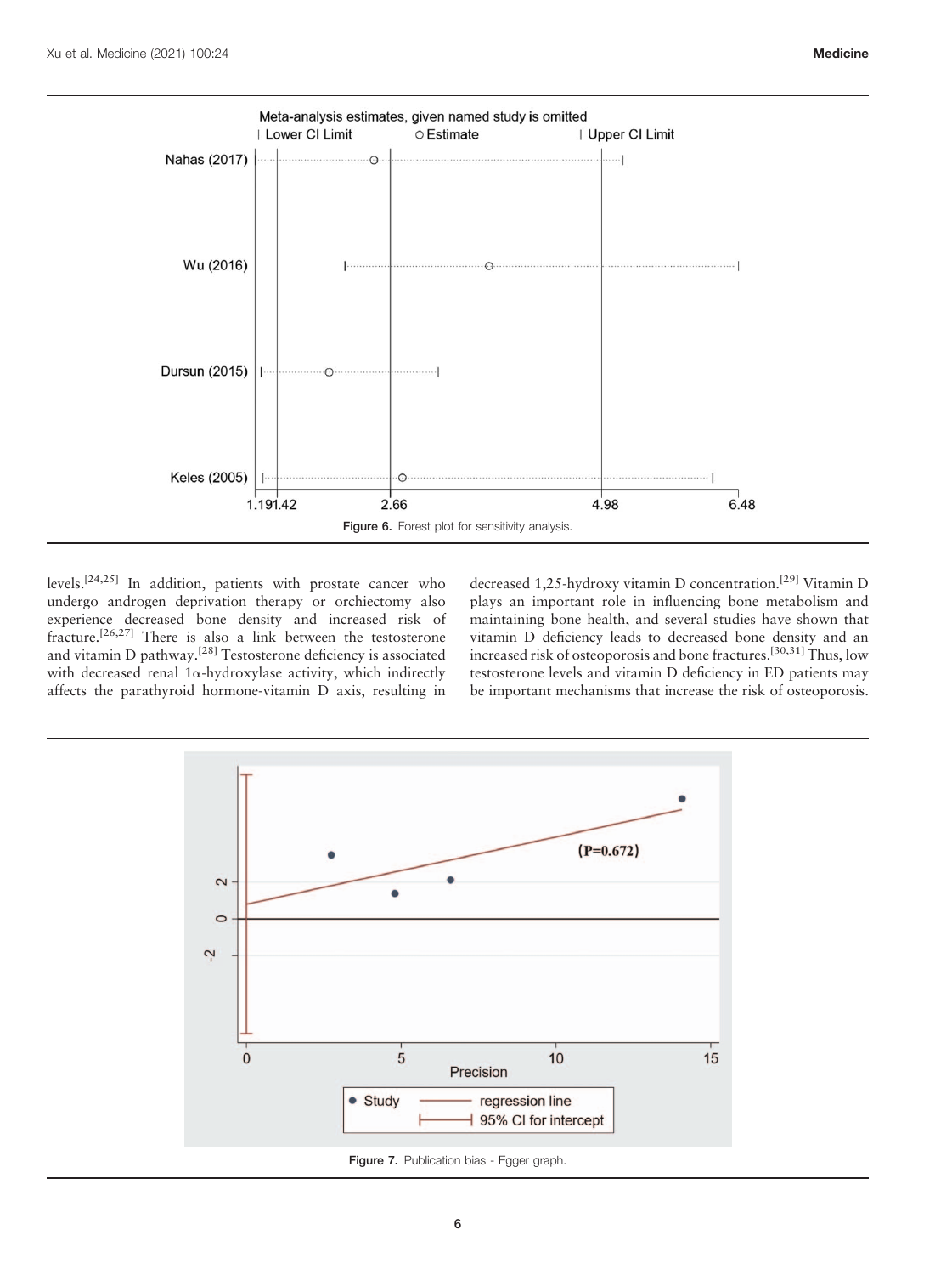Figure 6. Forest plot for sensitivity analysis.

levels.[24,25] In addition, patients with prostate cancer who undergo androgen deprivation therapy or orchiectomy also experience decreased bone density and increased risk of fracture.[26,27] There is also a link between the testosterone and vitamin D pathway.[28] Testosterone deficiency is associated with decreased renal 1α-hydroxylase activity, which indirectly affects the parathyroid hormone-vitamin D axis, resulting in decreased 1,25-hydroxy vitamin D concentration.[29] Vitamin D plays an important role in influencing bone metabolism and maintaining bone health, and several studies have shown that vitamin D deficiency leads to decreased bone density and an increased risk of osteoporosis and bone fractures.[30,31] Thus, low testosterone levels and vitamin D deficiency in ED patients may be important mechanisms that increase the risk of osteoporosis.

Figure 7. Publication bias - Egger graph.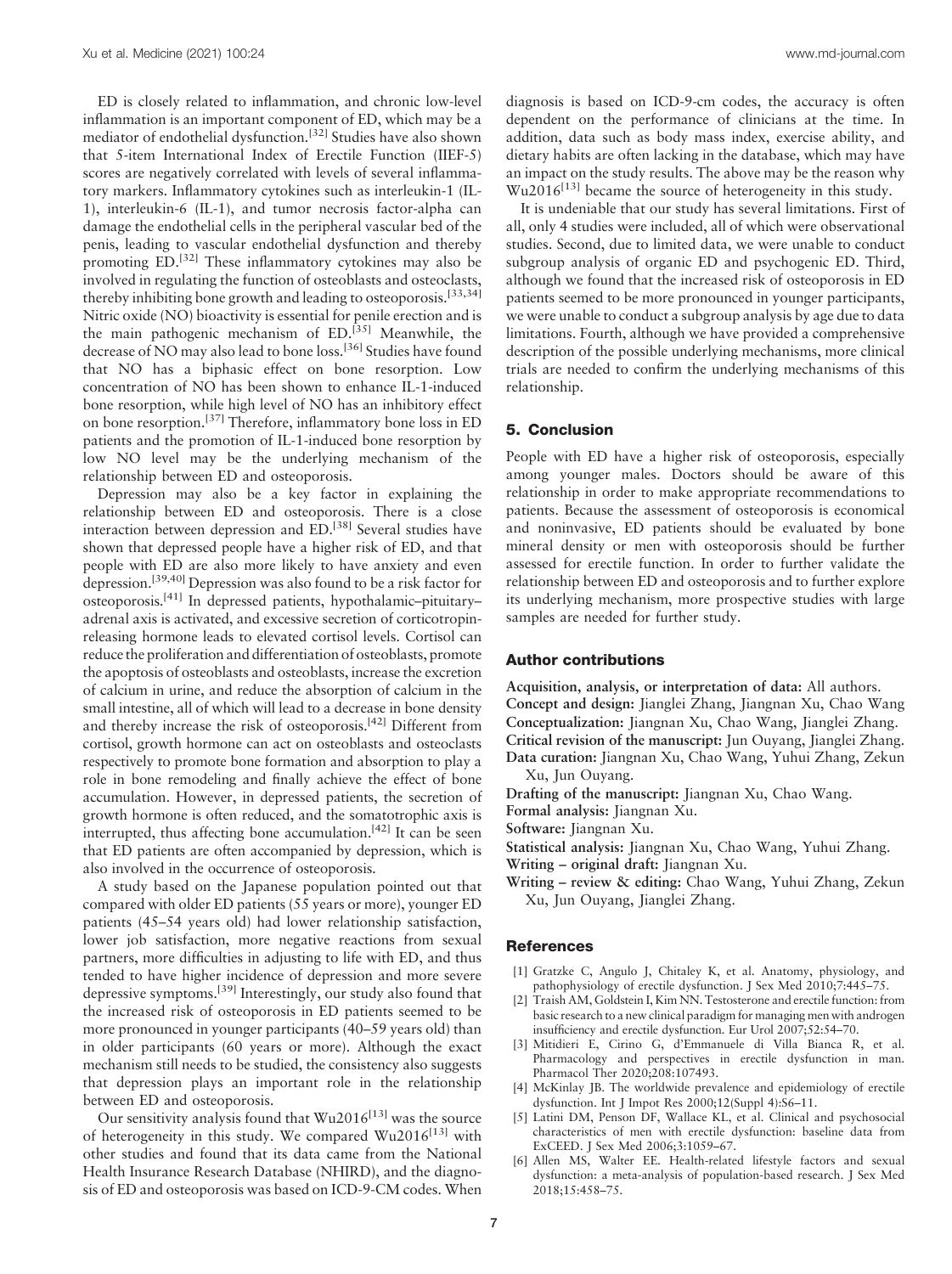ED is closely related to inflammation, and chronic low-level inflammation is an important component of ED, which may be a mediator of endothelial dysfunction.[32] Studies have also shown that 5-item International Index of Erectile Function (IIEF-5) scores are negatively correlated with levels of several inflammatory markers. Inflammatory cytokines such as interleukin-1 (IL-1), interleukin-6 (IL-1), and tumor necrosis factor-alpha can damage the endothelial cells in the peripheral vascular bed of the penis, leading to vascular endothelial dysfunction and thereby promoting ED.[32] These inflammatory cytokines may also be involved in regulating the function of osteoblasts and osteoclasts, thereby inhibiting bone growth and leading to osteoporosis.[33,34] Nitric oxide (NO) bioactivity is essential for penile erection and is the main pathogenic mechanism of ED.[35] Meanwhile, the decrease of NO may also lead to bone loss.[36] Studies have found that NO has a biphasic effect on bone resorption. Low concentration of NO has been shown to enhance IL-1-induced bone resorption, while high level of NO has an inhibitory effect on bone resorption.[37] Therefore, inflammatory bone loss in ED patients and the promotion of IL-1-induced bone resorption by low NO level may be the underlying mechanism of the relationship between ED and osteoporosis.

Depression may also be a key factor in explaining the relationship between ED and osteoporosis. There is a close interaction between depression and ED.[38] Several studies have shown that depressed people have a higher risk of ED, and that people with ED are also more likely to have anxiety and even depression.[39,40] Depression was also found to be a risk factor for osteoporosis.[41] In depressed patients, hypothalamic–pituitary–adrenal axis is activated, and excessive secretion of corticotropin-releasing hormone leads to elevated cortisol levels. Cortisol can reduce the proliferation and differentiation of osteoblasts, promote the apoptosis of osteoblasts and osteoblasts, increase the excretion of calcium in urine, and reduce the absorption of calcium in the small intestine, all of which will lead to a decrease in bone density and thereby increase the risk of osteoporosis.[42] Different from cortisol, growth hormone can act on osteoblasts and osteoclasts respectively to promote bone formation and absorption to play a role in bone remodeling and finally achieve the effect of bone accumulation. However, in depressed patients, the secretion of growth hormone is often reduced, and the somatotrophic axis is interrupted, thus affecting bone accumulation.[42] It can be seen that ED patients are often accompanied by depression, which is also involved in the occurrence of osteoporosis.

A study based on the Japanese population pointed out that compared with older ED patients (55 years or more), younger ED patients (45–54 years old) had lower relationship satisfaction, lower job satisfaction, more negative reactions from sexual partners, more difficulties in adjusting to life with ED, and thus tended to have higher incidence of depression and more severe depressive symptoms.[39] Interestingly, our study also found that the increased risk of osteoporosis in ED patients seemed to be more pronounced in younger participants (40–59 years old) than in older participants (60 years or more). Although the exact mechanism still needs to be studied, the consistency also suggests that depression plays an important role in the relationship between ED and osteoporosis.

Our sensitivity analysis found that Wu2016[13] was the source of heterogeneity in this study. We compared Wu2016[13] with other studies and found that its data came from the National Health Insurance Research Database (NHIRD), and the diagnosis of ED and osteoporosis was based on ICD-9-CM codes. When diagnosis is based on ICD-9-cm codes, the accuracy is often dependent on the performance of clinicians at the time. In addition, data such as body mass index, exercise ability, and dietary habits are often lacking in the database, which may have an impact on the study results. The above may be the reason why Wu2016[13] became the source of heterogeneity in this study.

It is undeniable that our study has several limitations. First of all, only 4 studies were included, all of which were observational studies. Second, due to limited data, we were unable to conduct subgroup analysis of organic ED and psychogenic ED. Third, although we found that the increased risk of osteoporosis in ED patients seemed to be more pronounced in younger participants, we were unable to conduct a subgroup analysis by age due to data limitations. Fourth, although we have provided a comprehensive description of the possible underlying mechanisms, more clinical trials are needed to confirm the underlying mechanisms of this relationship.

## 5. Conclusion

People with ED have a higher risk of osteoporosis, especially among younger males. Doctors should be aware of this relationship in order to make appropriate recommendations to patients. Because the assessment of osteoporosis is economical and noninvasive, ED patients should be evaluated by bone mineral density or men with osteoporosis should be further assessed for erectile function. In order to further validate the relationship between ED and osteoporosis and to further explore its underlying mechanism, more prospective studies with large samples are needed for further study.

## Author contributions

**Acquisition, analysis, or interpretation of data:** All authors.
**Concept and design:** Jianglei Zhang, Jiangnan Xu, Chao Wang
**Conceptualization:** Jiangnan Xu, Chao Wang, Jianglei Zhang.
**Critical revision of the manuscript:** Jun Ouyang, Jianglei Zhang.
**Data curation:** Jiangnan Xu, Chao Wang, Yuhui Zhang, Zekun Xu, Jun Ouyang.
**Drafting of the manuscript:** Jiangnan Xu, Chao Wang.
**Formal analysis:** Jiangnan Xu.
**Software:** Jiangnan Xu.
**Statistical analysis:** Jiangnan Xu, Chao Wang, Yuhui Zhang.
**Writing – original draft:** Jiangnan Xu.
**Writing – review & editing:** Chao Wang, Yuhui Zhang, Zekun Xu, Jun Ouyang, Jianglei Zhang.

## References

[1] Gratzke C, Angulo J, Chitaley K, et al. Anatomy, physiology, and pathophysiology of erectile dysfunction. J Sex Med 2010;7:445–75.

[2] Traish AM, Goldstein I, Kim NN. Testosterone and erectile function: from basic research to a new clinical paradigm for managing men with androgen insufficiency and erectile dysfunction. Eur Urol 2007;52:54–70.

[3] Mitidieri E, Cirino G, d'Emmanuele di Villa Bianca R, et al. Pharmacology and perspectives in erectile dysfunction in man. Pharmacol Ther 2020;208:107493.

[4] McKinlay JB. The worldwide prevalence and epidemiology of erectile dysfunction. Int J Impot Res 2000;12(Suppl 4):S6–11.

[5] Latini DM, Penson DF, Wallace KL, et al. Clinical and psychosocial characteristics of men with erectile dysfunction: baseline data from ExCEED. J Sex Med 2006;3:1059–67.

[6] Allen MS, Walter EE. Health-related lifestyle factors and sexual dysfunction: a meta-analysis of population-based research. J Sex Med 2018;15:458–75.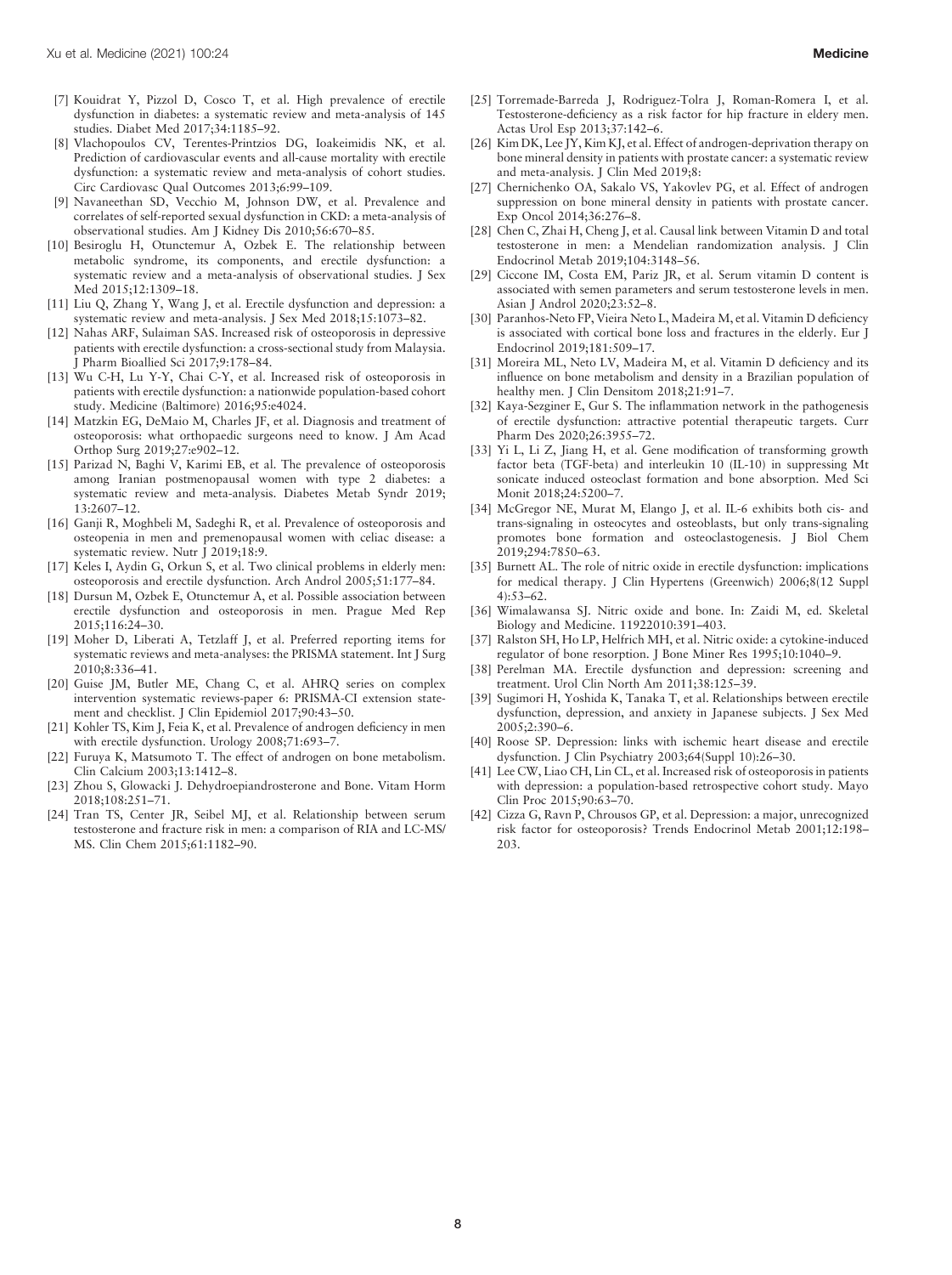[7] Kouidrat Y, Pizzol D, Cosco T, et al. High prevalence of erectile dysfunction in diabetes: a systematic review and meta-analysis of 145 studies. Diabet Med 2017;34:1185–92.

[8] Vlachopoulos CV, Terentes-Printzios DG, Ioakeimidis NK, et al. Prediction of cardiovascular events and all-cause mortality with erectile dysfunction: a systematic review and meta-analysis of cohort studies. Circ Cardiovasc Qual Outcomes 2013;6:99–109.

[9] Navaneethan SD, Vecchio M, Johnson DW, et al. Prevalence and correlates of self-reported sexual dysfunction in CKD: a meta-analysis of observational studies. Am J Kidney Dis 2010;56:670–85.

[10] Besiroglu H, Otunctemur A, Ozbek E. The relationship between metabolic syndrome, its components, and erectile dysfunction: a systematic review and a meta-analysis of observational studies. J Sex Med 2015;12:1309–18.

[11] Liu Q, Zhang Y, Wang J, et al. Erectile dysfunction and depression: a systematic review and meta-analysis. J Sex Med 2018;15:1073–82.

[12] Nahas ARF, Sulaiman SAS. Increased risk of osteoporosis in depressive patients with erectile dysfunction: a cross-sectional study from Malaysia. J Pharm Bioallied Sci 2017;9:178–84.

[13] Wu C-H, Lu Y-Y, Chai C-Y, et al. Increased risk of osteoporosis in patients with erectile dysfunction: a nationwide population-based cohort study. Medicine (Baltimore) 2016;95:e4024.

[14] Matzkin EG, DeMaio M, Charles JF, et al. Diagnosis and treatment of osteoporosis: what orthopaedic surgeons need to know. J Am Acad Orthop Surg 2019;27:e902–12.

[15] Parizad N, Baghi V, Karimi EB, et al. The prevalence of osteoporosis among Iranian postmenopausal women with type 2 diabetes: a systematic review and meta-analysis. Diabetes Metab Syndr 2019; 13:2607–12.

[16] Ganji R, Moghbeli M, Sadeghi R, et al. Prevalence of osteoporosis and osteopenia in men and premenopausal women with celiac disease: a systematic review. Nutr J 2019;18:9.

[17] Keles I, Aydin G, Orkun S, et al. Two clinical problems in elderly men: osteoporosis and erectile dysfunction. Arch Androl 2005;51:177–84.

[18] Dursun M, Ozbek E, Otunctemur A, et al. Possible association between erectile dysfunction and osteoporosis in men. Prague Med Rep 2015;116:24–30.

[19] Moher D, Liberati A, Tetzlaff J, et al. Preferred reporting items for systematic reviews and meta-analyses: the PRISMA statement. Int J Surg 2010;8:336–41.

[20] Guise JM, Butler ME, Chang C, et al. AHRQ series on complex intervention systematic reviews-paper 6: PRISMA-CI extension statement and checklist. J Clin Epidemiol 2017;90:43–50.

[21] Kohler TS, Kim J, Feia K, et al. Prevalence of androgen deficiency in men with erectile dysfunction. Urology 2008;71:693–7.

[22] Furuya K, Matsumoto T. The effect of androgen on bone metabolism. Clin Calcium 2003;13:1412–8.

[23] Zhou S, Glowacki J. Dehydroepiandrosterone and Bone. Vitam Horm 2018;108:251–71.

[24] Tran TS, Center JR, Seibel MJ, et al. Relationship between serum testosterone and fracture risk in men: a comparison of RIA and LC-MS/MS. Clin Chem 2015;61:1182–90.

[25] Torremade-Barreda J, Rodriguez-Tolra J, Roman-Romera I, et al. Testosterone-deficiency as a risk factor for hip fracture in eldery men. Actas Urol Esp 2013;37:142–6.

[26] Kim DK, Lee JY, Kim KJ, et al. Effect of androgen-deprivation therapy on bone mineral density in patients with prostate cancer: a systematic review and meta-analysis. J Clin Med 2019;8:

[27] Chernichenko OA, Sakalo VS, Yakovlev PG, et al. Effect of androgen suppression on bone mineral density in patients with prostate cancer. Exp Oncol 2014;36:276–8.

[28] Chen C, Zhai H, Cheng J, et al. Causal link between Vitamin D and total testosterone in men: a Mendelian randomization analysis. J Clin Endocrinol Metab 2019;104:3148–56.

[29] Ciccone IM, Costa EM, Pariz JR, et al. Serum vitamin D content is associated with semen parameters and serum testosterone levels in men. Asian J Androl 2020;23:52–8.

[30] Paranhos-Neto FP, Vieira Neto L, Madeira M, et al. Vitamin D deficiency is associated with cortical bone loss and fractures in the elderly. Eur J Endocrinol 2019;181:509–17.

[31] Moreira ML, Neto LV, Madeira M, et al. Vitamin D deficiency and its influence on bone metabolism and density in a Brazilian population of healthy men. J Clin Densitom 2018;21:91–7.

[32] Kaya-Sezginer E, Gur S. The inflammation network in the pathogenesis of erectile dysfunction: attractive potential therapeutic targets. Curr Pharm Des 2020;26:3955–72.

[33] Yi L, Li Z, Jiang H, et al. Gene modification of transforming growth factor beta (TGF-beta) and interleukin 10 (IL-10) in suppressing Mt sonicate induced osteoclast formation and bone absorption. Med Sci Monit 2018;24:5200–7.

[34] McGregor NE, Murat M, Elango J, et al. IL-6 exhibits both cis- and trans-signaling in osteocytes and osteoblasts, but only trans-signaling promotes bone formation and osteoclastogenesis. J Biol Chem 2019;294:7850–63.

[35] Burnett AL. The role of nitric oxide in erectile dysfunction: implications for medical therapy. J Clin Hypertens (Greenwich) 2006;8(12 Suppl 4):53–62.

[36] Wimalawansa SJ. Nitric oxide and bone. In: Zaidi M, ed. Skeletal Biology and Medicine. 11922010:391–403.

[37] Ralston SH, Ho LP, Helfrich MH, et al. Nitric oxide: a cytokine-induced regulator of bone resorption. J Bone Miner Res 1995;10:1040–9.

[38] Perelman MA. Erectile dysfunction and depression: screening and treatment. Urol Clin North Am 2011;38:125–39.

[39] Sugimori H, Yoshida K, Tanaka T, et al. Relationships between erectile dysfunction, depression, and anxiety in Japanese subjects. J Sex Med 2005;2:390–6.

[40] Roose SP. Depression: links with ischemic heart disease and erectile dysfunction. J Clin Psychiatry 2003;64(Suppl 10):26–30.

[41] Lee CW, Liao CH, Lin CL, et al. Increased risk of osteoporosis in patients with depression: a population-based retrospective cohort study. Mayo Clin Proc 2015;90:63–70.

[42] Cizza G, Ravn P, Chrousos GP, et al. Depression: a major, unrecognized risk factor for osteoporosis? Trends Endocrinol Metab 2001;12:198–203.